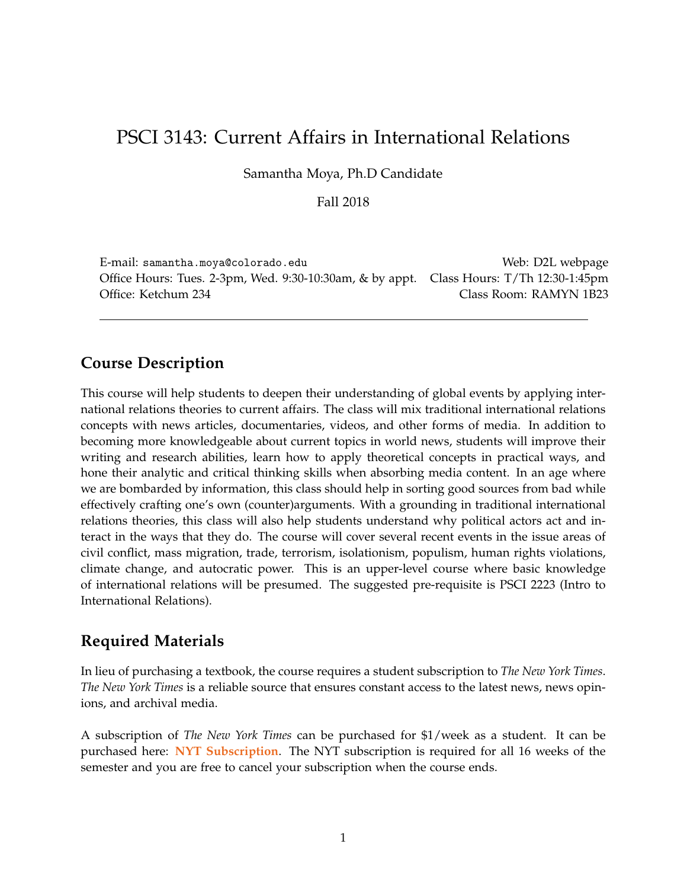# PSCI 3143: Current Affairs in International Relations

Samantha Moya, Ph.D Candidate

Fall 2018

E-mail: samantha.moya@colorado.edu
Web: D2L webpage
Office Hours: Tues. 2-3pm, Wed. 9:30-10:30am, & by appt.
Class Hours: T/Th 12:30-1:45pm
Office: Ketchum 234
Class Room: RAMYN 1B23

---

## Course Description

This course will help students to deepen their understanding of global events by applying international relations theories to current affairs. The class will mix traditional international relations concepts with news articles, documentaries, videos, and other forms of media. In addition to becoming more knowledgeable about current topics in world news, students will improve their writing and research abilities, learn how to apply theoretical concepts in practical ways, and hone their analytic and critical thinking skills when absorbing media content. In an age where we are bombarded by information, this class should help in sorting good sources from bad while effectively crafting one's own (counter)arguments. With a grounding in traditional international relations theories, this class will also help students understand why political actors act and interact in the ways that they do. The course will cover several recent events in the issue areas of civil conflict, mass migration, trade, terrorism, isolationism, populism, human rights violations, climate change, and autocratic power. This is an upper-level course where basic knowledge of international relations will be presumed. The suggested pre-requisite is PSCI 2223 (Intro to International Relations).

## Required Materials

In lieu of purchasing a textbook, the course requires a student subscription to *The New York Times*. *The New York Times* is a reliable source that ensures constant access to the latest news, news opinions, and archival media.

A subscription of *The New York Times* can be purchased for $1/week as a student. It can be purchased here: **NYT Subscription**. The NYT subscription is required for all 16 weeks of the semester and you are free to cancel your subscription when the course ends.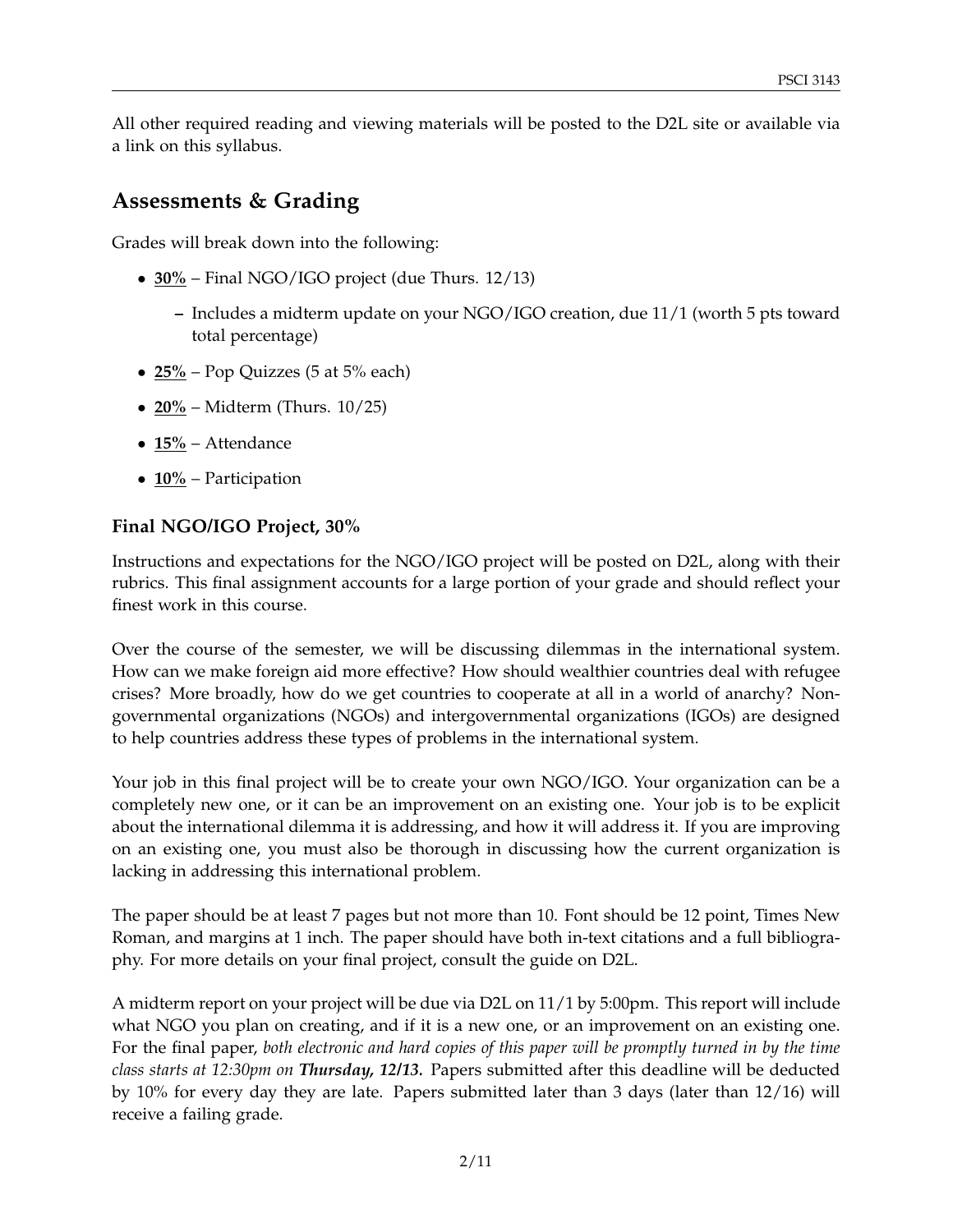All other required reading and viewing materials will be posted to the D2L site or available via a link on this syllabus.

## Assessments & Grading

Grades will break down into the following:

- **<u>30%</u>** – Final NGO/IGO project (due Thurs. 12/13)
    - Includes a midterm update on your NGO/IGO creation, due 11/1 (worth 5 pts toward total percentage)
- **<u>25%</u>** – Pop Quizzes (5 at 5% each)
- **<u>20%</u>** – Midterm (Thurs. 10/25)
- **<u>15%</u>** – Attendance
- **<u>10%</u>** – Participation

### Final NGO/IGO Project, 30%

Instructions and expectations for the NGO/IGO project will be posted on D2L, along with their rubrics. This final assignment accounts for a large portion of your grade and should reflect your finest work in this course.

Over the course of the semester, we will be discussing dilemmas in the international system. How can we make foreign aid more effective? How should wealthier countries deal with refugee crises? More broadly, how do we get countries to cooperate at all in a world of anarchy? Non-governmental organizations (NGOs) and intergovernmental organizations (IGOs) are designed to help countries address these types of problems in the international system.

Your job in this final project will be to create your own NGO/IGO. Your organization can be a completely new one, or it can be an improvement on an existing one. Your job is to be explicit about the international dilemma it is addressing, and how it will address it. If you are improving on an existing one, you must also be thorough in discussing how the current organization is lacking in addressing this international problem.

The paper should be at least 7 pages but not more than 10. Font should be 12 point, Times New Roman, and margins at 1 inch. The paper should have both in-text citations and a full bibliography. For more details on your final project, consult the guide on D2L.

A midterm report on your project will be due via D2L on 11/1 by 5:00pm. This report will include what NGO you plan on creating, and if it is a new one, or an improvement on an existing one. For the final paper, *both electronic and hard copies of this paper will be promptly turned in by the time class starts at 12:30pm on **Thursday, 12/13.*** Papers submitted after this deadline will be deducted by 10% for every day they are late. Papers submitted later than 3 days (later than 12/16) will receive a failing grade.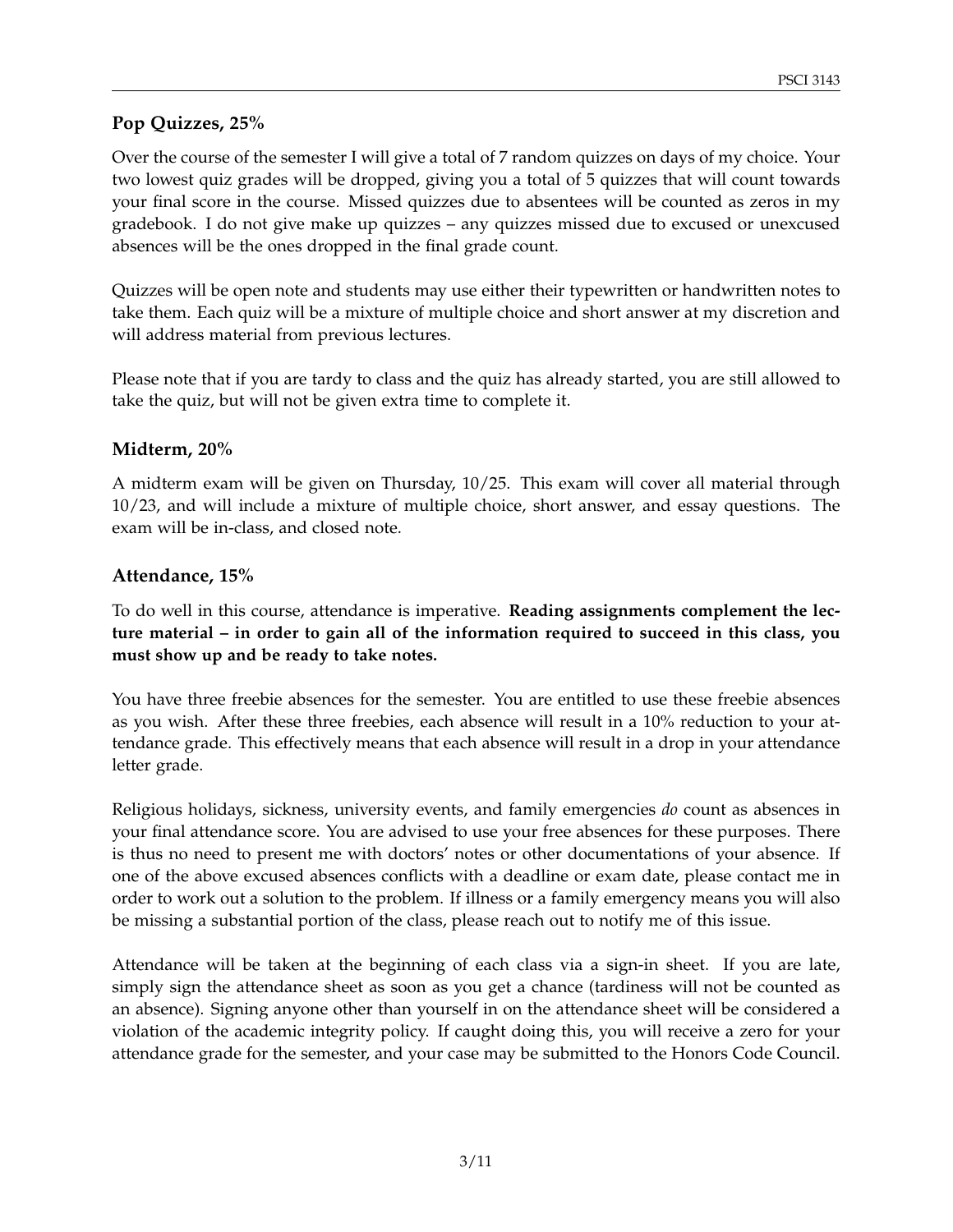## Pop Quizzes, 25%

Over the course of the semester I will give a total of 7 random quizzes on days of my choice. Your two lowest quiz grades will be dropped, giving you a total of 5 quizzes that will count towards your final score in the course. Missed quizzes due to absentees will be counted as zeros in my gradebook. I do not give make up quizzes – any quizzes missed due to excused or unexcused absences will be the ones dropped in the final grade count.

Quizzes will be open note and students may use either their typewritten or handwritten notes to take them. Each quiz will be a mixture of multiple choice and short answer at my discretion and will address material from previous lectures.

Please note that if you are tardy to class and the quiz has already started, you are still allowed to take the quiz, but will not be given extra time to complete it.

## Midterm, 20%

A midterm exam will be given on Thursday, 10/25. This exam will cover all material through 10/23, and will include a mixture of multiple choice, short answer, and essay questions. The exam will be in-class, and closed note.

## Attendance, 15%

To do well in this course, attendance is imperative. **Reading assignments complement the lecture material – in order to gain all of the information required to succeed in this class, you must show up and be ready to take notes.**

You have three freebie absences for the semester. You are entitled to use these freebie absences as you wish. After these three freebies, each absence will result in a 10% reduction to your attendance grade. This effectively means that each absence will result in a drop in your attendance letter grade.

Religious holidays, sickness, university events, and family emergencies *do* count as absences in your final attendance score. You are advised to use your free absences for these purposes. There is thus no need to present me with doctors' notes or other documentations of your absence. If one of the above excused absences conflicts with a deadline or exam date, please contact me in order to work out a solution to the problem. If illness or a family emergency means you will also be missing a substantial portion of the class, please reach out to notify me of this issue.

Attendance will be taken at the beginning of each class via a sign-in sheet. If you are late, simply sign the attendance sheet as soon as you get a chance (tardiness will not be counted as an absence). Signing anyone other than yourself in on the attendance sheet will be considered a violation of the academic integrity policy. If caught doing this, you will receive a zero for your attendance grade for the semester, and your case may be submitted to the Honors Code Council.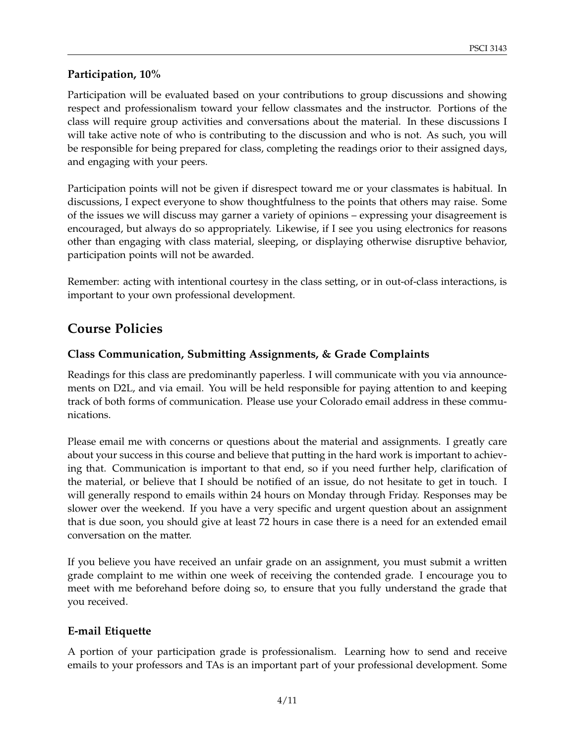### Participation, 10%

Participation will be evaluated based on your contributions to group discussions and showing respect and professionalism toward your fellow classmates and the instructor. Portions of the class will require group activities and conversations about the material. In these discussions I will take active note of who is contributing to the discussion and who is not. As such, you will be responsible for being prepared for class, completing the readings orior to their assigned days, and engaging with your peers.

Participation points will not be given if disrespect toward me or your classmates is habitual. In discussions, I expect everyone to show thoughtfulness to the points that others may raise. Some of the issues we will discuss may garner a variety of opinions – expressing your disagreement is encouraged, but always do so appropriately. Likewise, if I see you using electronics for reasons other than engaging with class material, sleeping, or displaying otherwise disruptive behavior, participation points will not be awarded.

Remember: acting with intentional courtesy in the class setting, or in out-of-class interactions, is important to your own professional development.

## Course Policies

### Class Communication, Submitting Assignments, & Grade Complaints

Readings for this class are predominantly paperless. I will communicate with you via announcements on D2L, and via email. You will be held responsible for paying attention to and keeping track of both forms of communication. Please use your Colorado email address in these communications.

Please email me with concerns or questions about the material and assignments. I greatly care about your success in this course and believe that putting in the hard work is important to achieving that. Communication is important to that end, so if you need further help, clarification of the material, or believe that I should be notified of an issue, do not hesitate to get in touch. I will generally respond to emails within 24 hours on Monday through Friday. Responses may be slower over the weekend. If you have a very specific and urgent question about an assignment that is due soon, you should give at least 72 hours in case there is a need for an extended email conversation on the matter.

If you believe you have received an unfair grade on an assignment, you must submit a written grade complaint to me within one week of receiving the contended grade. I encourage you to meet with me beforehand before doing so, to ensure that you fully understand the grade that you received.

### E-mail Etiquette

A portion of your participation grade is professionalism. Learning how to send and receive emails to your professors and TAs is an important part of your professional development. Some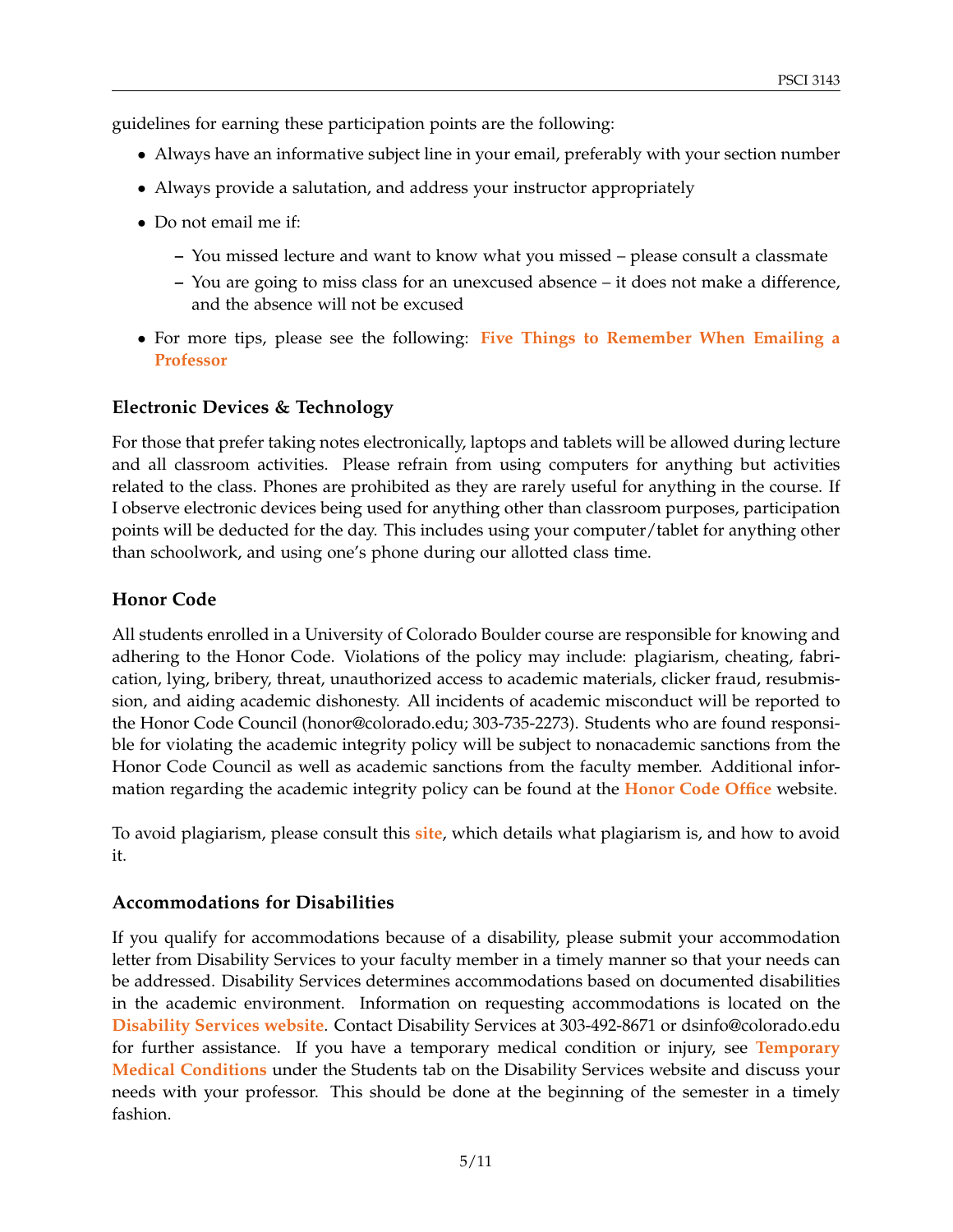guidelines for earning these participation points are the following:

- Always have an informative subject line in your email, preferably with your section number
- Always provide a salutation, and address your instructor appropriately
- Do not email me if:
  - You missed lecture and want to know what you missed – please consult a classmate
  - You are going to miss class for an unexcused absence – it does not make a difference, and the absence will not be excused
- For more tips, please see the following: **Five Things to Remember When Emailing a Professor**

### Electronic Devices & Technology

For those that prefer taking notes electronically, laptops and tablets will be allowed during lecture and all classroom activities. Please refrain from using computers for anything but activities related to the class. Phones are prohibited as they are rarely useful for anything in the course. If I observe electronic devices being used for anything other than classroom purposes, participation points will be deducted for the day. This includes using your computer/tablet for anything other than schoolwork, and using one's phone during our allotted class time.

### Honor Code

All students enrolled in a University of Colorado Boulder course are responsible for knowing and adhering to the Honor Code. Violations of the policy may include: plagiarism, cheating, fabrication, lying, bribery, threat, unauthorized access to academic materials, clicker fraud, resubmission, and aiding academic dishonesty. All incidents of academic misconduct will be reported to the Honor Code Council (honor@colorado.edu; 303-735-2273). Students who are found responsible for violating the academic integrity policy will be subject to nonacademic sanctions from the Honor Code Council as well as academic sanctions from the faculty member. Additional information regarding the academic integrity policy can be found at the **Honor Code Office** website.

To avoid plagiarism, please consult this **site**, which details what plagiarism is, and how to avoid it.

### Accommodations for Disabilities

If you qualify for accommodations because of a disability, please submit your accommodation letter from Disability Services to your faculty member in a timely manner so that your needs can be addressed. Disability Services determines accommodations based on documented disabilities in the academic environment. Information on requesting accommodations is located on the **Disability Services website**. Contact Disability Services at 303-492-8671 or dsinfo@colorado.edu for further assistance. If you have a temporary medical condition or injury, see **Temporary Medical Conditions** under the Students tab on the Disability Services website and discuss your needs with your professor. This should be done at the beginning of the semester in a timely fashion.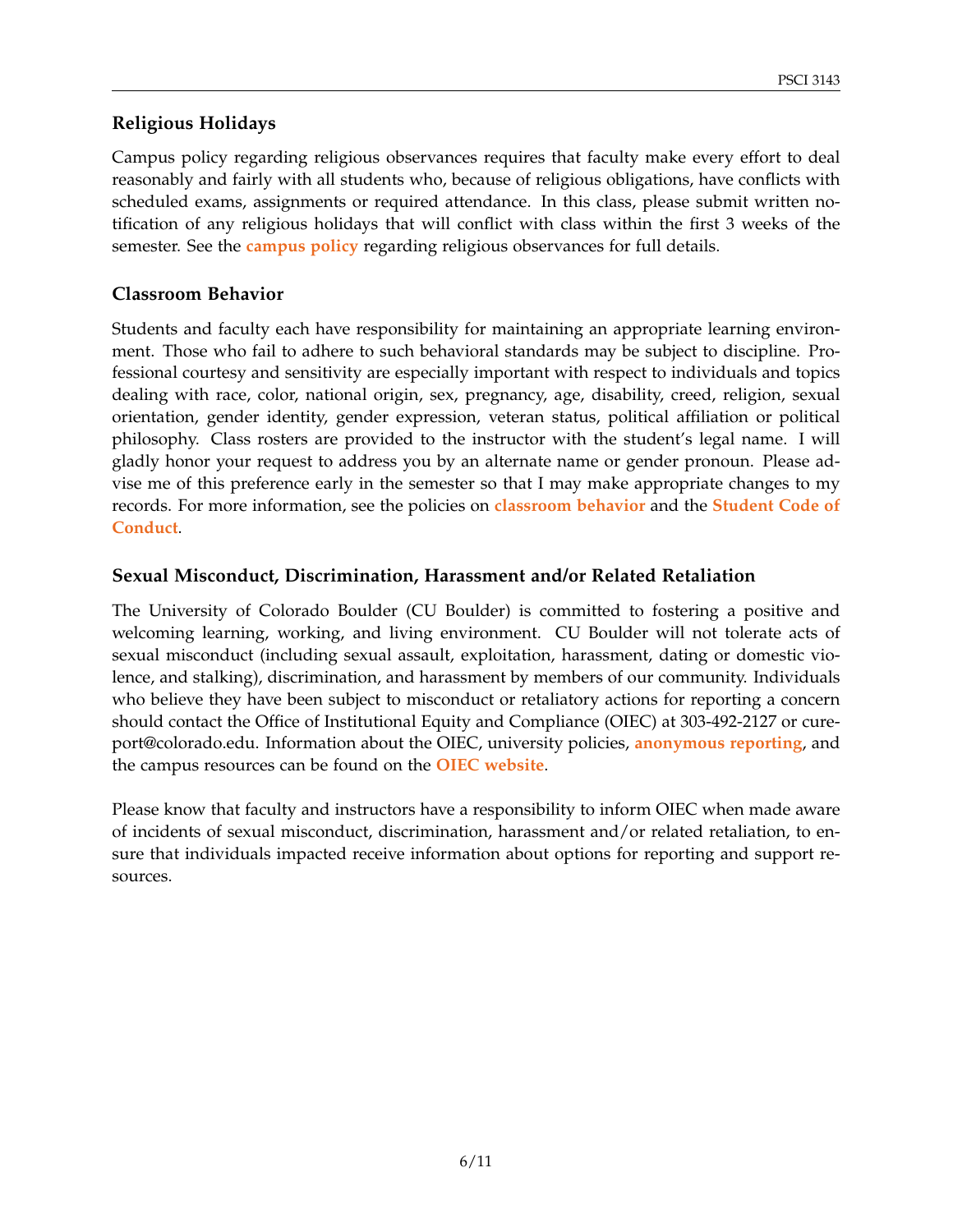## Religious Holidays

Campus policy regarding religious observances requires that faculty make every effort to deal reasonably and fairly with all students who, because of religious obligations, have conflicts with scheduled exams, assignments or required attendance. In this class, please submit written notification of any religious holidays that will conflict with class within the first 3 weeks of the semester. See the **campus policy** regarding religious observances for full details.

## Classroom Behavior

Students and faculty each have responsibility for maintaining an appropriate learning environment. Those who fail to adhere to such behavioral standards may be subject to discipline. Professional courtesy and sensitivity are especially important with respect to individuals and topics dealing with race, color, national origin, sex, pregnancy, age, disability, creed, religion, sexual orientation, gender identity, gender expression, veteran status, political affiliation or political philosophy. Class rosters are provided to the instructor with the student's legal name. I will gladly honor your request to address you by an alternate name or gender pronoun. Please advise me of this preference early in the semester so that I may make appropriate changes to my records. For more information, see the policies on **classroom behavior** and the **Student Code of Conduct**.

## Sexual Misconduct, Discrimination, Harassment and/or Related Retaliation

The University of Colorado Boulder (CU Boulder) is committed to fostering a positive and welcoming learning, working, and living environment. CU Boulder will not tolerate acts of sexual misconduct (including sexual assault, exploitation, harassment, dating or domestic violence, and stalking), discrimination, and harassment by members of our community. Individuals who believe they have been subject to misconduct or retaliatory actions for reporting a concern should contact the Office of Institutional Equity and Compliance (OIEC) at 303-492-2127 or cureport@colorado.edu. Information about the OIEC, university policies, **anonymous reporting**, and the campus resources can be found on the **OIEC website**.

Please know that faculty and instructors have a responsibility to inform OIEC when made aware of incidents of sexual misconduct, discrimination, harassment and/or related retaliation, to ensure that individuals impacted receive information about options for reporting and support resources.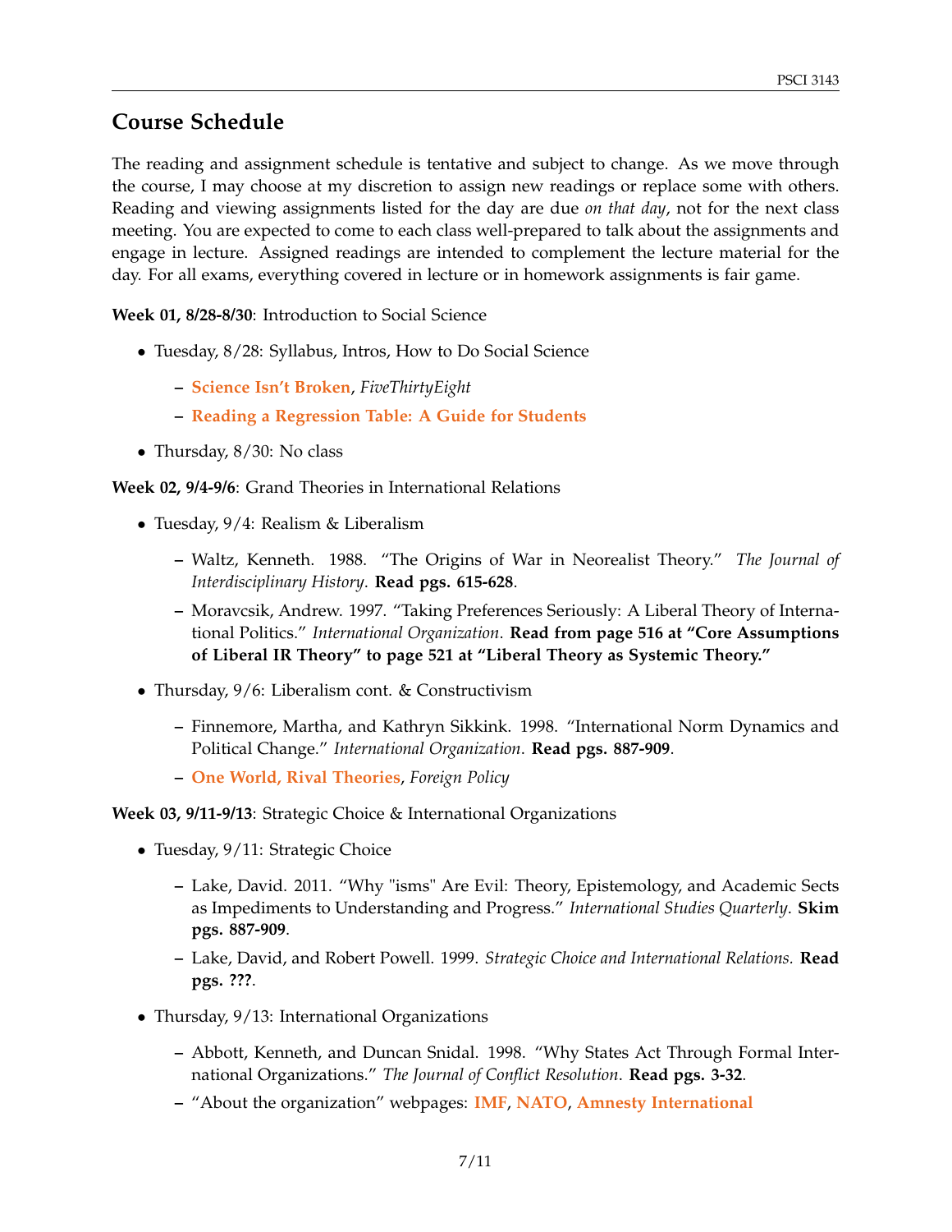## Course Schedule

The reading and assignment schedule is tentative and subject to change. As we move through the course, I may choose at my discretion to assign new readings or replace some with others. Reading and viewing assignments listed for the day are due *on that day*, not for the next class meeting. You are expected to come to each class well-prepared to talk about the assignments and engage in lecture. Assigned readings are intended to complement the lecture material for the day. For all exams, everything covered in lecture or in homework assignments is fair game.

**Week 01, 8/28-8/30**: Introduction to Social Science

- Tuesday, 8/28: Syllabus, Intros, How to Do Social Science
  - **Science Isn't Broken**, *FiveThirtyEight*
  - **Reading a Regression Table: A Guide for Students**
- Thursday, 8/30: No class

**Week 02, 9/4-9/6**: Grand Theories in International Relations

- Tuesday, 9/4: Realism & Liberalism
  - Waltz, Kenneth. 1988. "The Origins of War in Neorealist Theory." *The Journal of Interdisciplinary History*. **Read pgs. 615-628**.
  - Moravcsik, Andrew. 1997. "Taking Preferences Seriously: A Liberal Theory of International Politics." *International Organization*. **Read from page 516 at "Core Assumptions of Liberal IR Theory" to page 521 at "Liberal Theory as Systemic Theory."**
- Thursday, 9/6: Liberalism cont. & Constructivism
  - Finnemore, Martha, and Kathryn Sikkink. 1998. "International Norm Dynamics and Political Change." *International Organization*. **Read pgs. 887-909**.
  - **One World, Rival Theories**, *Foreign Policy*

**Week 03, 9/11-9/13**: Strategic Choice & International Organizations

- Tuesday, 9/11: Strategic Choice
  - Lake, David. 2011. "Why "isms" Are Evil: Theory, Epistemology, and Academic Sects as Impediments to Understanding and Progress." *International Studies Quarterly*. **Skim pgs. 887-909**.
  - Lake, David, and Robert Powell. 1999. *Strategic Choice and International Relations.* **Read pgs. ???**.
- Thursday, 9/13: International Organizations
  - Abbott, Kenneth, and Duncan Snidal. 1998. "Why States Act Through Formal International Organizations." *The Journal of Conflict Resolution*. **Read pgs. 3-32**.
  - "About the organization" webpages: **IMF**, **NATO**, **Amnesty International**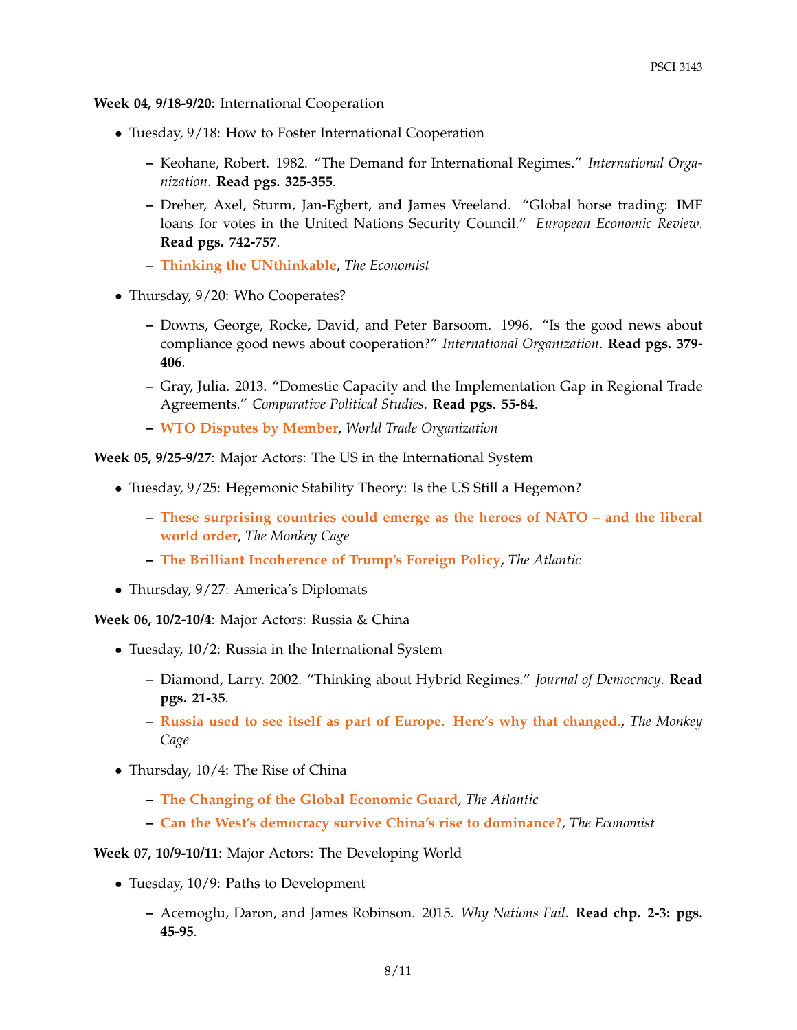**Week 04, 9/18-9/20**: International Cooperation

- Tuesday, 9/18: How to Foster International Cooperation
  - Keohane, Robert. 1982. "The Demand for International Regimes." *International Organization*. **Read pgs. 325-355**.
  - Dreher, Axel, Sturm, Jan-Egbert, and James Vreeland. "Global horse trading: IMF loans for votes in the United Nations Security Council." *European Economic Review*. **Read pgs. 742-757**.
  - **Thinking the UNthinkable**, *The Economist*
- Thursday, 9/20: Who Cooperates?
  - Downs, George, Rocke, David, and Peter Barsoom. 1996. "Is the good news about compliance good news about cooperation?" *International Organization*. **Read pgs. 379-406**.
  - Gray, Julia. 2013. "Domestic Capacity and the Implementation Gap in Regional Trade Agreements." *Comparative Political Studies*. **Read pgs. 55-84**.
  - **WTO Disputes by Member**, *World Trade Organization*

**Week 05, 9/25-9/27**: Major Actors: The US in the International System

- Tuesday, 9/25: Hegemonic Stability Theory: Is the US Still a Hegemon?
  - **These surprising countries could emerge as the heroes of NATO – and the liberal world order**, *The Monkey Cage*
  - **The Brilliant Incoherence of Trump's Foreign Policy**, *The Atlantic*
- Thursday, 9/27: America's Diplomats

**Week 06, 10/2-10/4**: Major Actors: Russia & China

- Tuesday, 10/2: Russia in the International System
  - Diamond, Larry. 2002. "Thinking about Hybrid Regimes." *Journal of Democracy*. **Read pgs. 21-35**.
  - **Russia used to see itself as part of Europe. Here's why that changed.**, *The Monkey Cage*
- Thursday, 10/4: The Rise of China
  - **The Changing of the Global Economic Guard**, *The Atlantic*
  - **Can the West's democracy survive China's rise to dominance?**, *The Economist*

**Week 07, 10/9-10/11**: Major Actors: The Developing World

- Tuesday, 10/9: Paths to Development
  - Acemoglu, Daron, and James Robinson. 2015. *Why Nations Fail*. **Read chp. 2-3: pgs. 45-95**.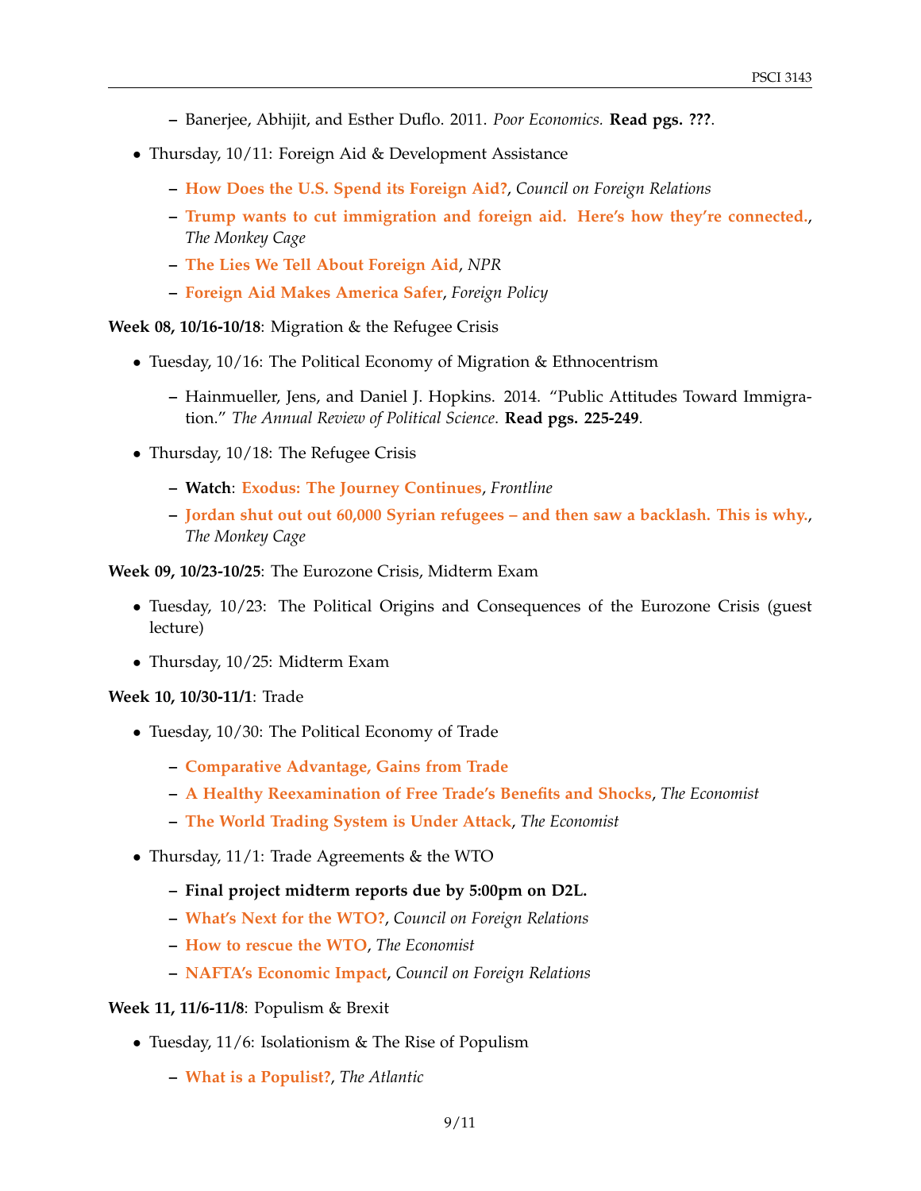- Banerjee, Abhijit, and Esther Duflo. 2011. *Poor Economics.* **Read pgs. ???**.

- Thursday, 10/11: Foreign Aid & Development Assistance
  - **How Does the U.S. Spend its Foreign Aid?**, *Council on Foreign Relations*
  - **Trump wants to cut immigration and foreign aid. Here's how they're connected.**, *The Monkey Cage*
  - **The Lies We Tell About Foreign Aid**, *NPR*
  - **Foreign Aid Makes America Safer**, *Foreign Policy*

**Week 08, 10/16-10/18**: Migration & the Refugee Crisis

- Tuesday, 10/16: The Political Economy of Migration & Ethnocentrism
  - Hainmueller, Jens, and Daniel J. Hopkins. 2014. "Public Attitudes Toward Immigration." *The Annual Review of Political Science*. **Read pgs. 225-249**.

- Thursday, 10/18: The Refugee Crisis
  - **Watch**: **Exodus: The Journey Continues**, *Frontline*
  - **Jordan shut out out 60,000 Syrian refugees – and then saw a backlash. This is why.**, *The Monkey Cage*

**Week 09, 10/23-10/25**: The Eurozone Crisis, Midterm Exam

- Tuesday, 10/23: The Political Origins and Consequences of the Eurozone Crisis (guest lecture)
- Thursday, 10/25: Midterm Exam

**Week 10, 10/30-11/1**: Trade

- Tuesday, 10/30: The Political Economy of Trade
  - **Comparative Advantage, Gains from Trade**
  - **A Healthy Reexamination of Free Trade's Benefits and Shocks**, *The Economist*
  - **The World Trading System is Under Attack**, *The Economist*

- Thursday, 11/1: Trade Agreements & the WTO
  - **Final project midterm reports due by 5:00pm on D2L.**
  - **What's Next for the WTO?**, *Council on Foreign Relations*
  - **How to rescue the WTO**, *The Economist*
  - **NAFTA's Economic Impact**, *Council on Foreign Relations*

**Week 11, 11/6-11/8**: Populism & Brexit

- Tuesday, 11/6: Isolationism & The Rise of Populism
  - **What is a Populist?**, *The Atlantic*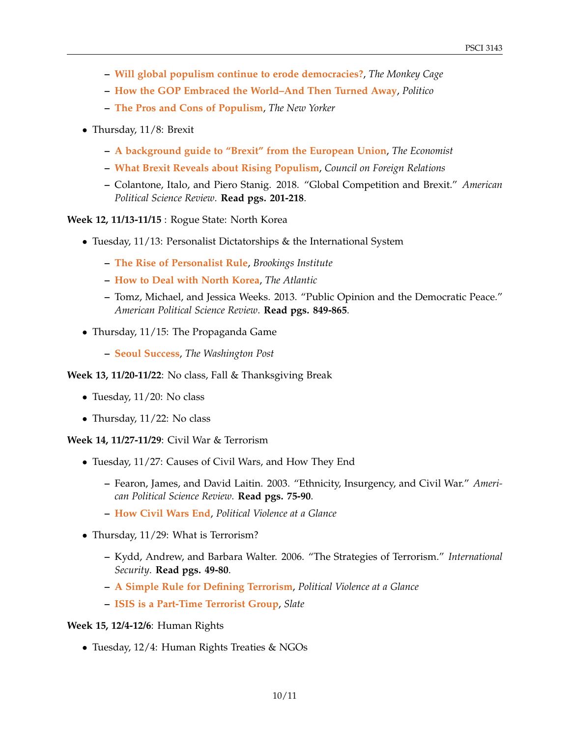- **Will global populism continue to erode democracies?**, *The Monkey Cage*
- **How the GOP Embraced the World–And Then Turned Away**, *Politico*
- **The Pros and Cons of Populism**, *The New Yorker*

- Thursday, 11/8: Brexit
  - **A background guide to "Brexit" from the European Union**, *The Economist*
  - **What Brexit Reveals about Rising Populism**, *Council on Foreign Relations*
  - Colantone, Italo, and Piero Stanig. 2018. "Global Competition and Brexit." *American Political Science Review*. **Read pgs. 201-218**.

**Week 12, 11/13-11/15** : Rogue State: North Korea

- Tuesday, 11/13: Personalist Dictatorships & the International System
  - **The Rise of Personalist Rule**, *Brookings Institute*
  - **How to Deal with North Korea**, *The Atlantic*
  - Tomz, Michael, and Jessica Weeks. 2013. "Public Opinion and the Democratic Peace." *American Political Science Review*. **Read pgs. 849-865**.
- Thursday, 11/15: The Propaganda Game
  - **Seoul Success**, *The Washington Post*

**Week 13, 11/20-11/22**: No class, Fall & Thanksgiving Break

- Tuesday, 11/20: No class
- Thursday, 11/22: No class

**Week 14, 11/27-11/29**: Civil War & Terrorism

- Tuesday, 11/27: Causes of Civil Wars, and How They End
  - Fearon, James, and David Laitin. 2003. "Ethnicity, Insurgency, and Civil War." *American Political Science Review*. **Read pgs. 75-90**.
  - **How Civil Wars End**, *Political Violence at a Glance*
- Thursday, 11/29: What is Terrorism?
  - Kydd, Andrew, and Barbara Walter. 2006. "The Strategies of Terrorism." *International Security*. **Read pgs. 49-80**.
  - **A Simple Rule for Defining Terrorism**, *Political Violence at a Glance*
  - **ISIS is a Part-Time Terrorist Group**, *Slate*

**Week 15, 12/4-12/6**: Human Rights

- Tuesday, 12/4: Human Rights Treaties & NGOs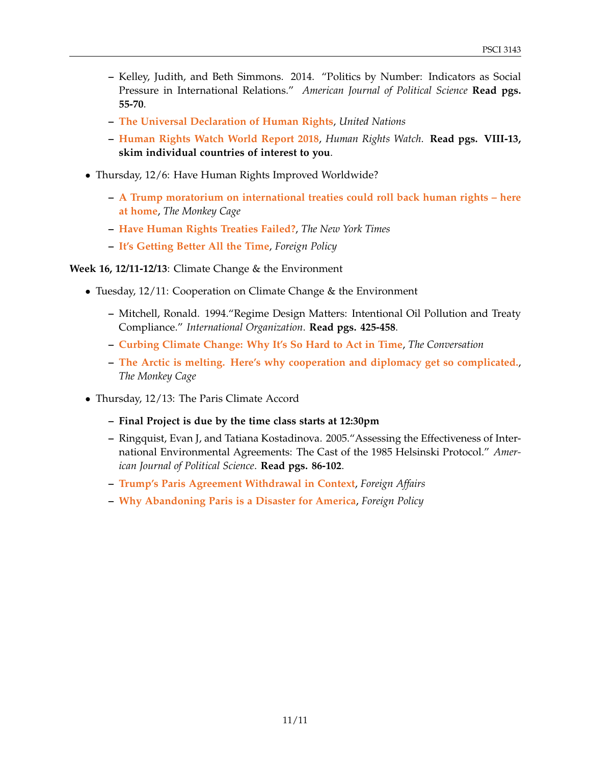- Kelley, Judith, and Beth Simmons. 2014. "Politics by Number: Indicators as Social Pressure in International Relations." *American Journal of Political Science* **Read pgs. 55-70**.
- **The Universal Declaration of Human Rights**, *United Nations*
- **Human Rights Watch World Report 2018**, *Human Rights Watch*. **Read pgs. VIII-13, skim individual countries of interest to you**.

- Thursday, 12/6: Have Human Rights Improved Worldwide?
  - **A Trump moratorium on international treaties could roll back human rights – here at home**, *The Monkey Cage*
  - **Have Human Rights Treaties Failed?**, *The New York Times*
  - **It's Getting Better All the Time**, *Foreign Policy*

**Week 16, 12/11-12/13**: Climate Change & the Environment

- Tuesday, 12/11: Cooperation on Climate Change & the Environment
  - Mitchell, Ronald. 1994."Regime Design Matters: Intentional Oil Pollution and Treaty Compliance." *International Organization*. **Read pgs. 425-458**.
  - **Curbing Climate Change: Why It's So Hard to Act in Time**, *The Conversation*
  - **The Arctic is melting. Here's why cooperation and diplomacy get so complicated.**, *The Monkey Cage*

- Thursday, 12/13: The Paris Climate Accord
  - **Final Project is due by the time class starts at 12:30pm**
  - Ringquist, Evan J, and Tatiana Kostadinova. 2005."Assessing the Effectiveness of International Environmental Agreements: The Cast of the 1985 Helsinski Protocol." *American Journal of Political Science*. **Read pgs. 86-102**.
  - **Trump's Paris Agreement Withdrawal in Context**, *Foreign Affairs*
  - **Why Abandoning Paris is a Disaster for America**, *Foreign Policy*